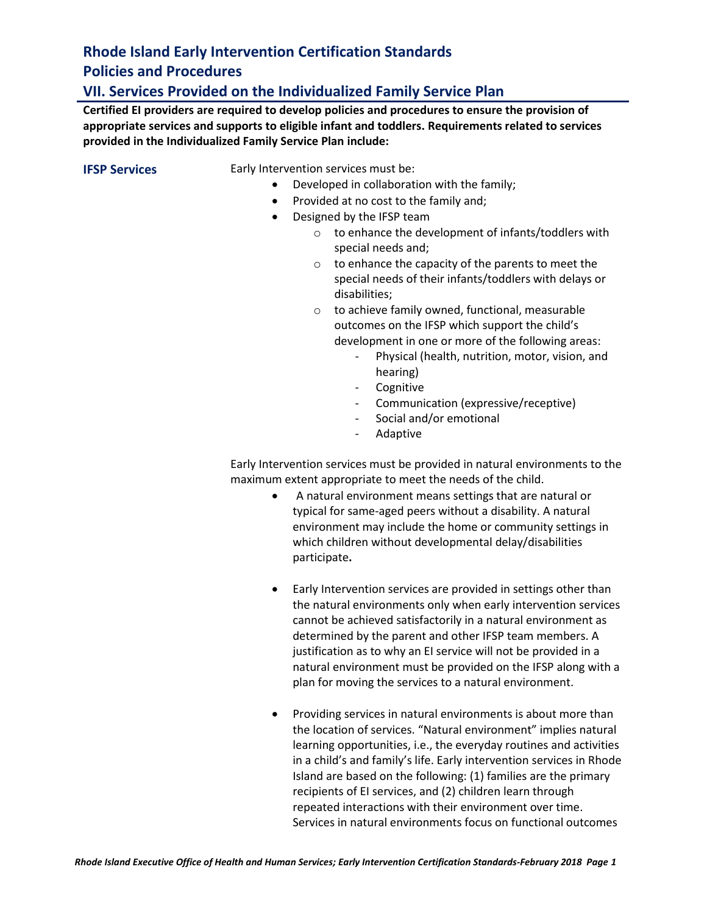# Rhode Island Early Intervention Certification Standards

# Policies and Procedures

## VII. Services Provided on the Individualized Family Service Plan

**Certified EI providers are required to develop policies and procedures to ensure the provision of appropriate services and supports to eligible infant and toddlers. Requirements related to services provided in the Individualized Family Service Plan include:**

### IFSP Services

Early Intervention services must be:

- Developed in collaboration with the family;
- Provided at no cost to the family and;
- Designed by the IFSP team
  - to enhance the development of infants/toddlers with special needs and;
  - to enhance the capacity of the parents to meet the special needs of their infants/toddlers with delays or disabilities;
  - to achieve family owned, functional, measurable outcomes on the IFSP which support the child's development in one or more of the following areas:
    - Physical (health, nutrition, motor, vision, and hearing)
    - Cognitive
    - Communication (expressive/receptive)
    - Social and/or emotional
    - Adaptive

Early Intervention services must be provided in natural environments to the maximum extent appropriate to meet the needs of the child.

- A natural environment means settings that are natural or typical for same-aged peers without a disability. A natural environment may include the home or community settings in which children without developmental delay/disabilities participate**.**

- Early Intervention services are provided in settings other than the natural environments only when early intervention services cannot be achieved satisfactorily in a natural environment as determined by the parent and other IFSP team members. A justification as to why an EI service will not be provided in a natural environment must be provided on the IFSP along with a plan for moving the services to a natural environment.

- Providing services in natural environments is about more than the location of services. "Natural environment" implies natural learning opportunities, i.e., the everyday routines and activities in a child's and family's life. Early intervention services in Rhode Island are based on the following: (1) families are the primary recipients of EI services, and (2) children learn through repeated interactions with their environment over time. Services in natural environments focus on functional outcomes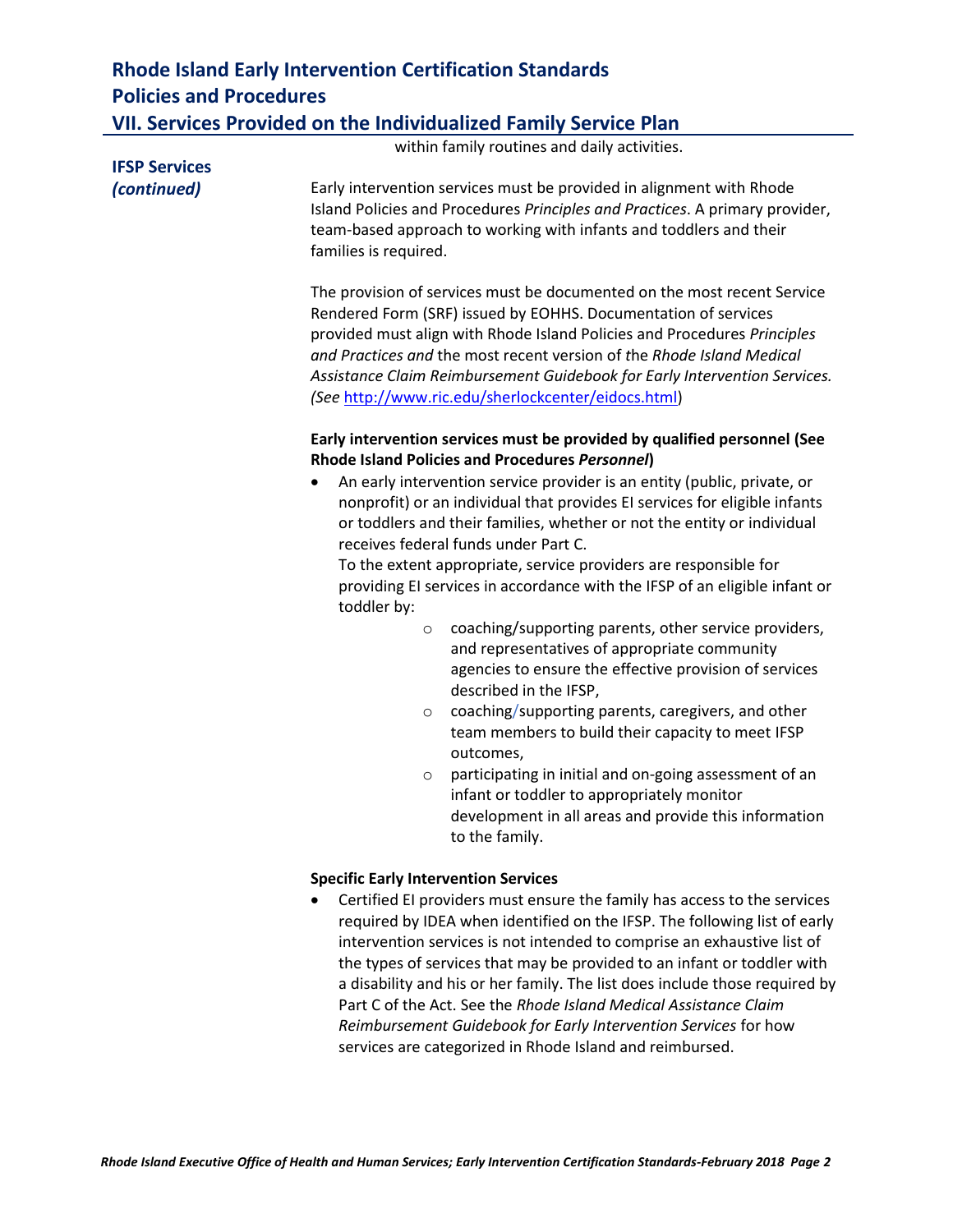within family routines and daily activities.

**IFSP Services *(continued)***

Early intervention services must be provided in alignment with Rhode Island Policies and Procedures *Principles and Practices*. A primary provider, team-based approach to working with infants and toddlers and their families is required.

The provision of services must be documented on the most recent Service Rendered Form (SRF) issued by EOHHS. Documentation of services provided must align with Rhode Island Policies and Procedures *Principles and Practices and* the most recent version of *the Rhode Island Medical Assistance Claim Reimbursement Guidebook for Early Intervention Services. (See* http://www.ric.edu/sherlockcenter/eidocs.html)

**Early intervention services must be provided by qualified personnel (See Rhode Island Policies and Procedures *Personnel*)**

- An early intervention service provider is an entity (public, private, or nonprofit) or an individual that provides EI services for eligible infants or toddlers and their families, whether or not the entity or individual receives federal funds under Part C.
  To the extent appropriate, service providers are responsible for providing EI services in accordance with the IFSP of an eligible infant or toddler by:
    - coaching/supporting parents, other service providers, and representatives of appropriate community agencies to ensure the effective provision of services described in the IFSP,
    - coaching/supporting parents, caregivers, and other team members to build their capacity to meet IFSP outcomes,
    - participating in initial and on-going assessment of an infant or toddler to appropriately monitor development in all areas and provide this information to the family.

**Specific Early Intervention Services**

- Certified EI providers must ensure the family has access to the services required by IDEA when identified on the IFSP. The following list of early intervention services is not intended to comprise an exhaustive list of the types of services that may be provided to an infant or toddler with a disability and his or her family. The list does include those required by Part C of the Act. See the *Rhode Island Medical Assistance Claim Reimbursement Guidebook for Early Intervention Services* for how services are categorized in Rhode Island and reimbursed.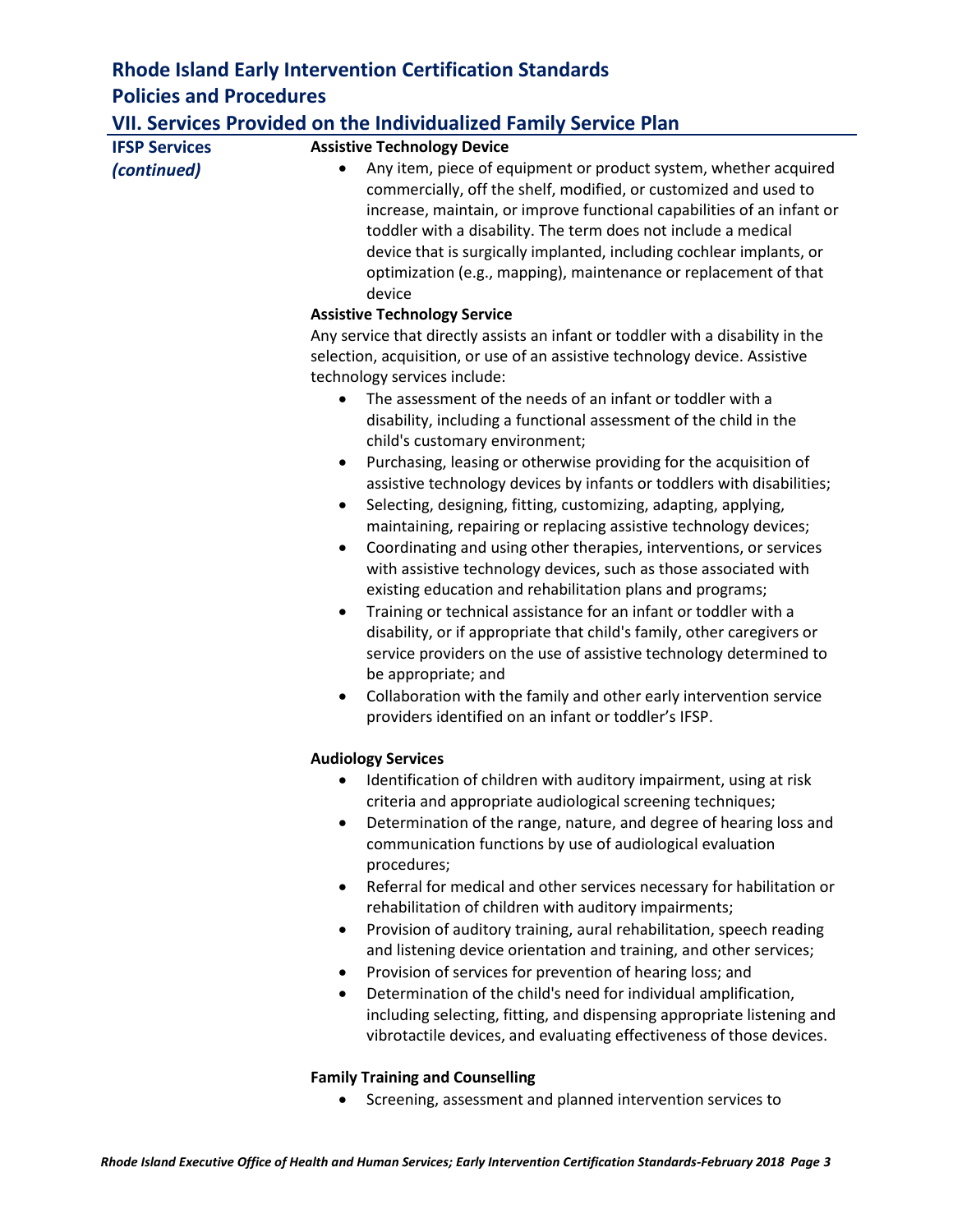## Rhode Island Early Intervention Certification Standards
## Policies and Procedures
## VII. Services Provided on the Individualized Family Service Plan

**IFSP Services *(continued)***

**Assistive Technology Device**

- Any item, piece of equipment or product system, whether acquired commercially, off the shelf, modified, or customized and used to increase, maintain, or improve functional capabilities of an infant or toddler with a disability. The term does not include a medical device that is surgically implanted, including cochlear implants, or optimization (e.g., mapping), maintenance or replacement of that device

**Assistive Technology Service**

Any service that directly assists an infant or toddler with a disability in the selection, acquisition, or use of an assistive technology device. Assistive technology services include:

- The assessment of the needs of an infant or toddler with a disability, including a functional assessment of the child in the child's customary environment;
- Purchasing, leasing or otherwise providing for the acquisition of assistive technology devices by infants or toddlers with disabilities;
- Selecting, designing, fitting, customizing, adapting, applying, maintaining, repairing or replacing assistive technology devices;
- Coordinating and using other therapies, interventions, or services with assistive technology devices, such as those associated with existing education and rehabilitation plans and programs;
- Training or technical assistance for an infant or toddler with a disability, or if appropriate that child's family, other caregivers or service providers on the use of assistive technology determined to be appropriate; and
- Collaboration with the family and other early intervention service providers identified on an infant or toddler's IFSP.

**Audiology Services**

- Identification of children with auditory impairment, using at risk criteria and appropriate audiological screening techniques;
- Determination of the range, nature, and degree of hearing loss and communication functions by use of audiological evaluation procedures;
- Referral for medical and other services necessary for habilitation or rehabilitation of children with auditory impairments;
- Provision of auditory training, aural rehabilitation, speech reading and listening device orientation and training, and other services;
- Provision of services for prevention of hearing loss; and
- Determination of the child's need for individual amplification, including selecting, fitting, and dispensing appropriate listening and vibrotactile devices, and evaluating effectiveness of those devices.

**Family Training and Counselling**

- Screening, assessment and planned intervention services to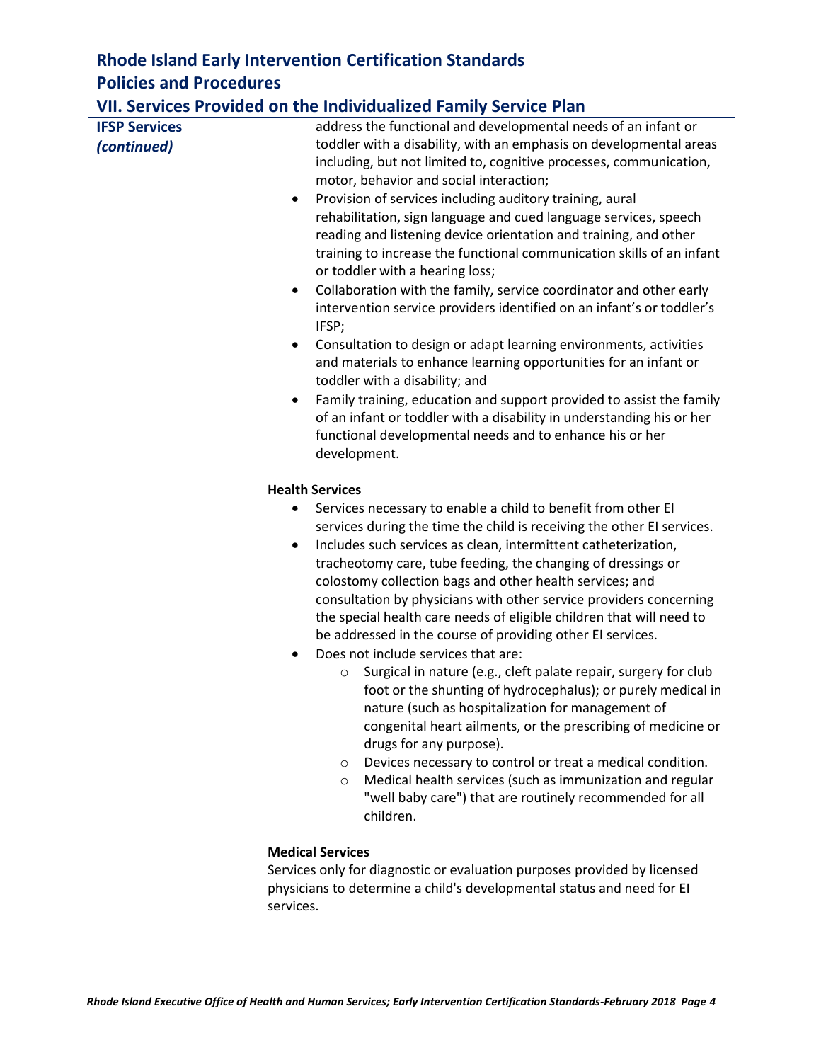**IFSP Services *(continued)***

address the functional and developmental needs of an infant or toddler with a disability, with an emphasis on developmental areas including, but not limited to, cognitive processes, communication, motor, behavior and social interaction;
- Provision of services including auditory training, aural rehabilitation, sign language and cued language services, speech reading and listening device orientation and training, and other training to increase the functional communication skills of an infant or toddler with a hearing loss;
- Collaboration with the family, service coordinator and other early intervention service providers identified on an infant's or toddler's IFSP;
- Consultation to design or adapt learning environments, activities and materials to enhance learning opportunities for an infant or toddler with a disability; and
- Family training, education and support provided to assist the family of an infant or toddler with a disability in understanding his or her functional developmental needs and to enhance his or her development.

**Health Services**

- Services necessary to enable a child to benefit from other EI services during the time the child is receiving the other EI services.
- Includes such services as clean, intermittent catheterization, tracheotomy care, tube feeding, the changing of dressings or colostomy collection bags and other health services; and consultation by physicians with other service providers concerning the special health care needs of eligible children that will need to be addressed in the course of providing other EI services.
- Does not include services that are:
  - Surgical in nature (e.g., cleft palate repair, surgery for club foot or the shunting of hydrocephalus); or purely medical in nature (such as hospitalization for management of congenital heart ailments, or the prescribing of medicine or drugs for any purpose).
  - Devices necessary to control or treat a medical condition.
  - Medical health services (such as immunization and regular "well baby care") that are routinely recommended for all children.

**Medical Services**

Services only for diagnostic or evaluation purposes provided by licensed physicians to determine a child's developmental status and need for EI services.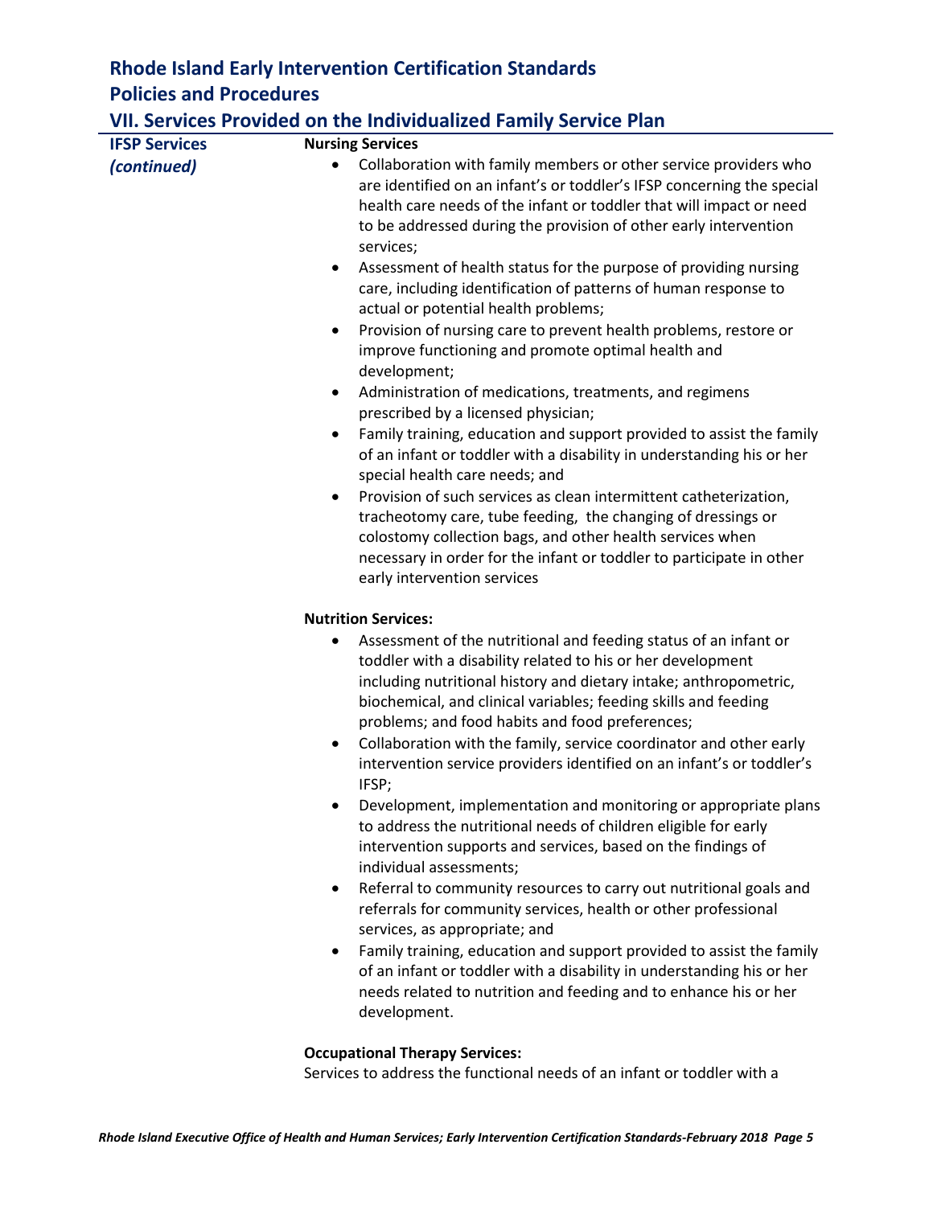**IFSP Services** *(continued)*

**Nursing Services**

- Collaboration with family members or other service providers who are identified on an infant's or toddler's IFSP concerning the special health care needs of the infant or toddler that will impact or need to be addressed during the provision of other early intervention services;
- Assessment of health status for the purpose of providing nursing care, including identification of patterns of human response to actual or potential health problems;
- Provision of nursing care to prevent health problems, restore or improve functioning and promote optimal health and development;
- Administration of medications, treatments, and regimens prescribed by a licensed physician;
- Family training, education and support provided to assist the family of an infant or toddler with a disability in understanding his or her special health care needs; and
- Provision of such services as clean intermittent catheterization, tracheotomy care, tube feeding, the changing of dressings or colostomy collection bags, and other health services when necessary in order for the infant or toddler to participate in other early intervention services

**Nutrition Services:**

- Assessment of the nutritional and feeding status of an infant or toddler with a disability related to his or her development including nutritional history and dietary intake; anthropometric, biochemical, and clinical variables; feeding skills and feeding problems; and food habits and food preferences;
- Collaboration with the family, service coordinator and other early intervention service providers identified on an infant's or toddler's IFSP;
- Development, implementation and monitoring or appropriate plans to address the nutritional needs of children eligible for early intervention supports and services, based on the findings of individual assessments;
- Referral to community resources to carry out nutritional goals and referrals for community services, health or other professional services, as appropriate; and
- Family training, education and support provided to assist the family of an infant or toddler with a disability in understanding his or her needs related to nutrition and feeding and to enhance his or her development.

**Occupational Therapy Services:**

Services to address the functional needs of an infant or toddler with a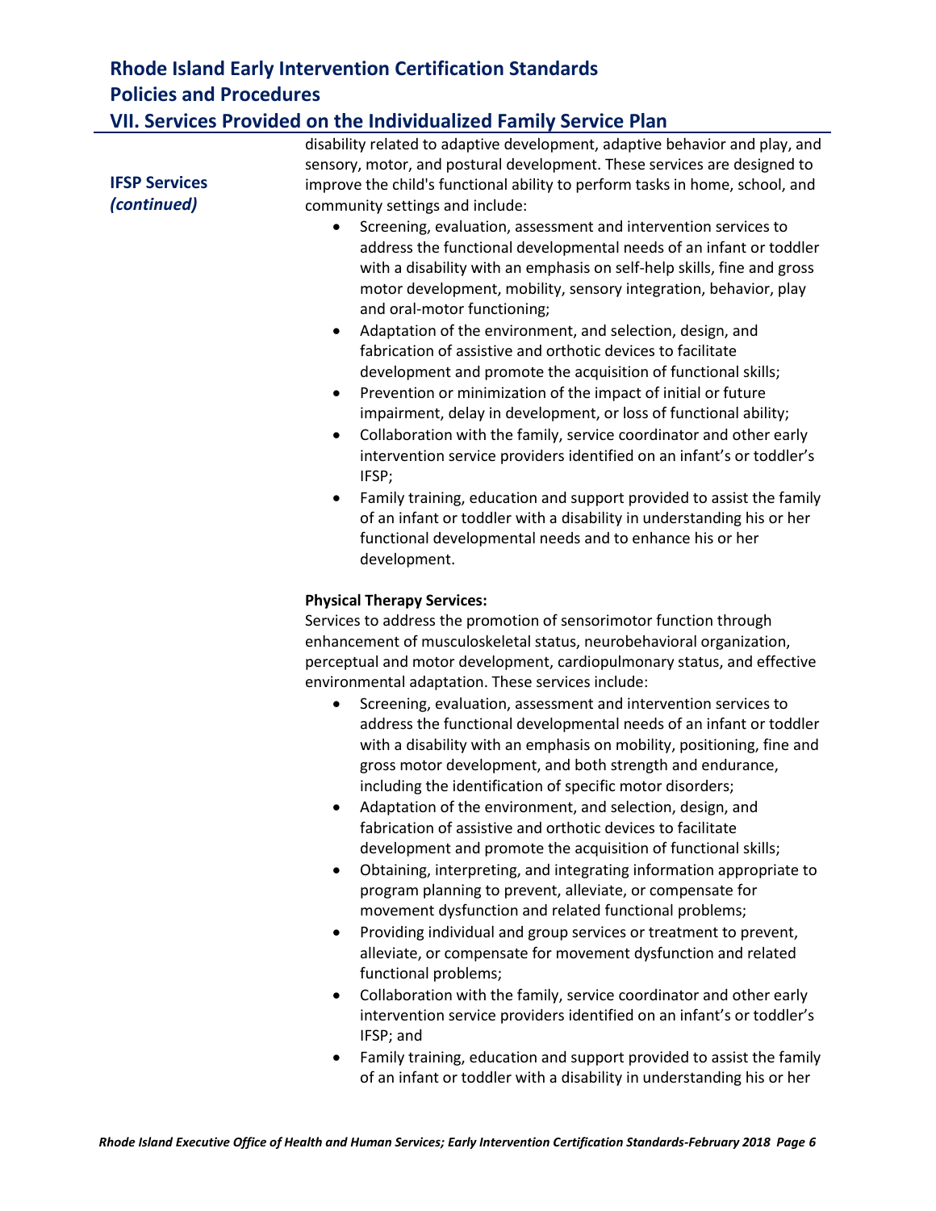**IFSP Services** ***(continued)***

disability related to adaptive development, adaptive behavior and play, and sensory, motor, and postural development. These services are designed to improve the child's functional ability to perform tasks in home, school, and community settings and include:

- Screening, evaluation, assessment and intervention services to address the functional developmental needs of an infant or toddler with a disability with an emphasis on self-help skills, fine and gross motor development, mobility, sensory integration, behavior, play and oral-motor functioning;
- Adaptation of the environment, and selection, design, and fabrication of assistive and orthotic devices to facilitate development and promote the acquisition of functional skills;
- Prevention or minimization of the impact of initial or future impairment, delay in development, or loss of functional ability;
- Collaboration with the family, service coordinator and other early intervention service providers identified on an infant's or toddler's IFSP;
- Family training, education and support provided to assist the family of an infant or toddler with a disability in understanding his or her functional developmental needs and to enhance his or her development.

**Physical Therapy Services:**
Services to address the promotion of sensorimotor function through enhancement of musculoskeletal status, neurobehavioral organization, perceptual and motor development, cardiopulmonary status, and effective environmental adaptation. These services include:

- Screening, evaluation, assessment and intervention services to address the functional developmental needs of an infant or toddler with a disability with an emphasis on mobility, positioning, fine and gross motor development, and both strength and endurance, including the identification of specific motor disorders;
- Adaptation of the environment, and selection, design, and fabrication of assistive and orthotic devices to facilitate development and promote the acquisition of functional skills;
- Obtaining, interpreting, and integrating information appropriate to program planning to prevent, alleviate, or compensate for movement dysfunction and related functional problems;
- Providing individual and group services or treatment to prevent, alleviate, or compensate for movement dysfunction and related functional problems;
- Collaboration with the family, service coordinator and other early intervention service providers identified on an infant's or toddler's IFSP; and
- Family training, education and support provided to assist the family of an infant or toddler with a disability in understanding his or her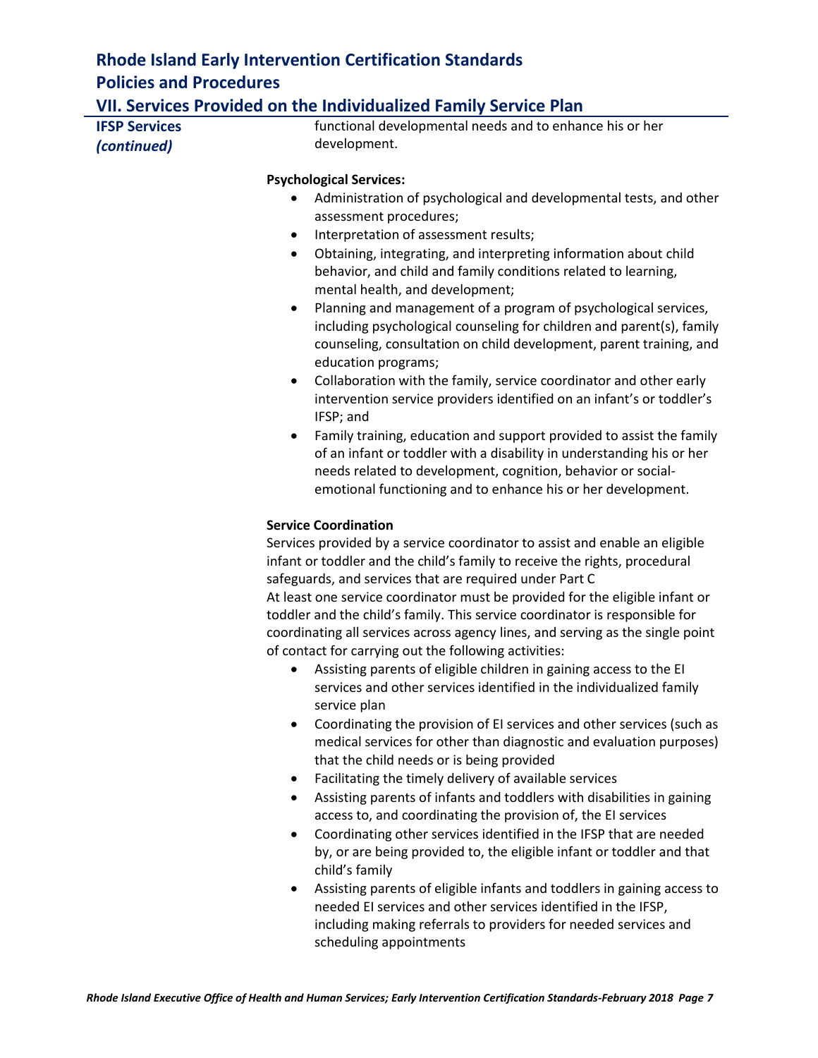**IFSP Services** *(continued)*

functional developmental needs and to enhance his or her development.

**Psychological Services:**

- Administration of psychological and developmental tests, and other assessment procedures;
- Interpretation of assessment results;
- Obtaining, integrating, and interpreting information about child behavior, and child and family conditions related to learning, mental health, and development;
- Planning and management of a program of psychological services, including psychological counseling for children and parent(s), family counseling, consultation on child development, parent training, and education programs;
- Collaboration with the family, service coordinator and other early intervention service providers identified on an infant's or toddler's IFSP; and
- Family training, education and support provided to assist the family of an infant or toddler with a disability in understanding his or her needs related to development, cognition, behavior or social-emotional functioning and to enhance his or her development.

**Service Coordination**

Services provided by a service coordinator to assist and enable an eligible infant or toddler and the child's family to receive the rights, procedural safeguards, and services that are required under Part C

At least one service coordinator must be provided for the eligible infant or toddler and the child's family. This service coordinator is responsible for coordinating all services across agency lines, and serving as the single point of contact for carrying out the following activities:

- Assisting parents of eligible children in gaining access to the EI services and other services identified in the individualized family service plan
- Coordinating the provision of EI services and other services (such as medical services for other than diagnostic and evaluation purposes) that the child needs or is being provided
- Facilitating the timely delivery of available services
- Assisting parents of infants and toddlers with disabilities in gaining access to, and coordinating the provision of, the EI services
- Coordinating other services identified in the IFSP that are needed by, or are being provided to, the eligible infant or toddler and that child's family
- Assisting parents of eligible infants and toddlers in gaining access to needed EI services and other services identified in the IFSP, including making referrals to providers for needed services and scheduling appointments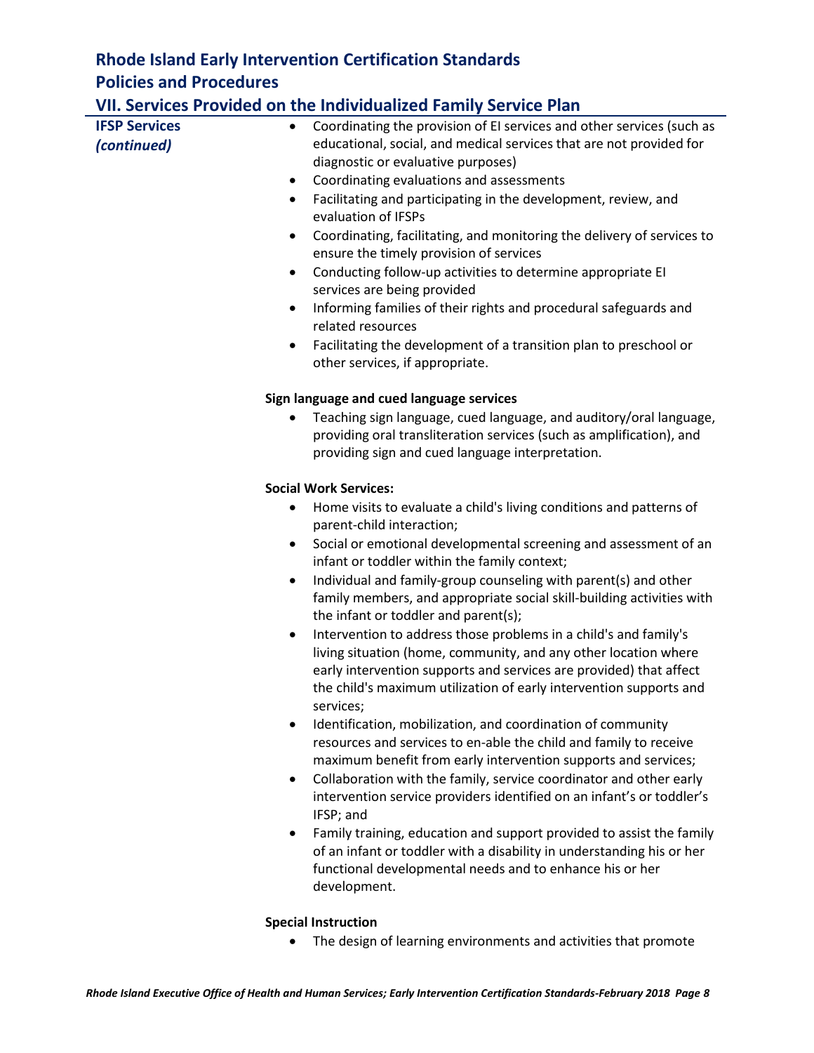# Rhode Island Early Intervention Certification Standards
## Policies and Procedures
### VII. Services Provided on the Individualized Family Service Plan

**IFSP Services *(continued)***

- Coordinating the provision of EI services and other services (such as educational, social, and medical services that are not provided for diagnostic or evaluative purposes)
- Coordinating evaluations and assessments
- Facilitating and participating in the development, review, and evaluation of IFSPs
- Coordinating, facilitating, and monitoring the delivery of services to ensure the timely provision of services
- Conducting follow-up activities to determine appropriate EI services are being provided
- Informing families of their rights and procedural safeguards and related resources
- Facilitating the development of a transition plan to preschool or other services, if appropriate.

**Sign language and cued language services**

- Teaching sign language, cued language, and auditory/oral language, providing oral transliteration services (such as amplification), and providing sign and cued language interpretation.

**Social Work Services:**

- Home visits to evaluate a child's living conditions and patterns of parent-child interaction;
- Social or emotional developmental screening and assessment of an infant or toddler within the family context;
- Individual and family-group counseling with parent(s) and other family members, and appropriate social skill-building activities with the infant or toddler and parent(s);
- Intervention to address those problems in a child's and family's living situation (home, community, and any other location where early intervention supports and services are provided) that affect the child's maximum utilization of early intervention supports and services;
- Identification, mobilization, and coordination of community resources and services to en-able the child and family to receive maximum benefit from early intervention supports and services;
- Collaboration with the family, service coordinator and other early intervention service providers identified on an infant's or toddler's IFSP; and
- Family training, education and support provided to assist the family of an infant or toddler with a disability in understanding his or her functional developmental needs and to enhance his or her development.

**Special Instruction**

- The design of learning environments and activities that promote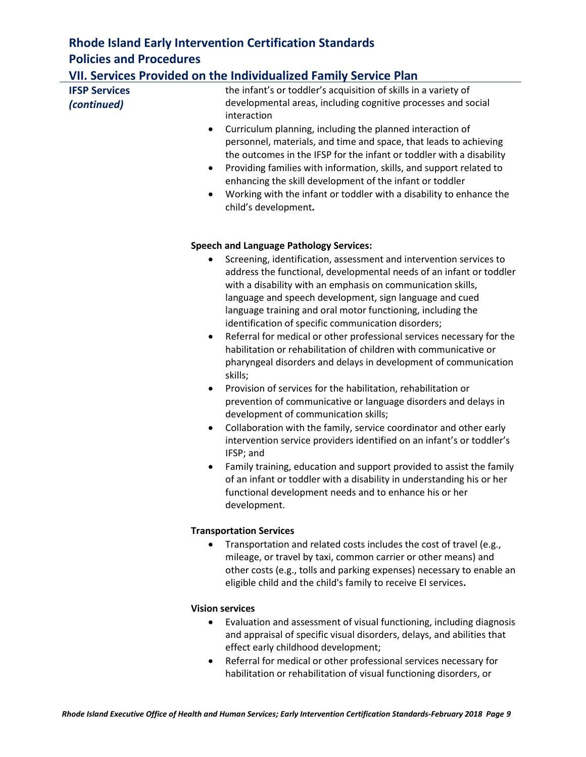**IFSP Services *(continued)***

the infant's or toddler's acquisition of skills in a variety of developmental areas, including cognitive processes and social interaction

- Curriculum planning, including the planned interaction of personnel, materials, and time and space, that leads to achieving the outcomes in the IFSP for the infant or toddler with a disability
- Providing families with information, skills, and support related to enhancing the skill development of the infant or toddler
- Working with the infant or toddler with a disability to enhance the child's development**.**

**Speech and Language Pathology Services:**

- Screening, identification, assessment and intervention services to address the functional, developmental needs of an infant or toddler with a disability with an emphasis on communication skills, language and speech development, sign language and cued language training and oral motor functioning, including the identification of specific communication disorders;
- Referral for medical or other professional services necessary for the habilitation or rehabilitation of children with communicative or pharyngeal disorders and delays in development of communication skills;
- Provision of services for the habilitation, rehabilitation or prevention of communicative or language disorders and delays in development of communication skills;
- Collaboration with the family, service coordinator and other early intervention service providers identified on an infant's or toddler's IFSP; and
- Family training, education and support provided to assist the family of an infant or toddler with a disability in understanding his or her functional development needs and to enhance his or her development.

**Transportation Services**

- Transportation and related costs includes the cost of travel (e.g., mileage, or travel by taxi, common carrier or other means) and other costs (e.g., tolls and parking expenses) necessary to enable an eligible child and the child's family to receive EI services**.**

**Vision services**

- Evaluation and assessment of visual functioning, including diagnosis and appraisal of specific visual disorders, delays, and abilities that effect early childhood development;
- Referral for medical or other professional services necessary for habilitation or rehabilitation of visual functioning disorders, or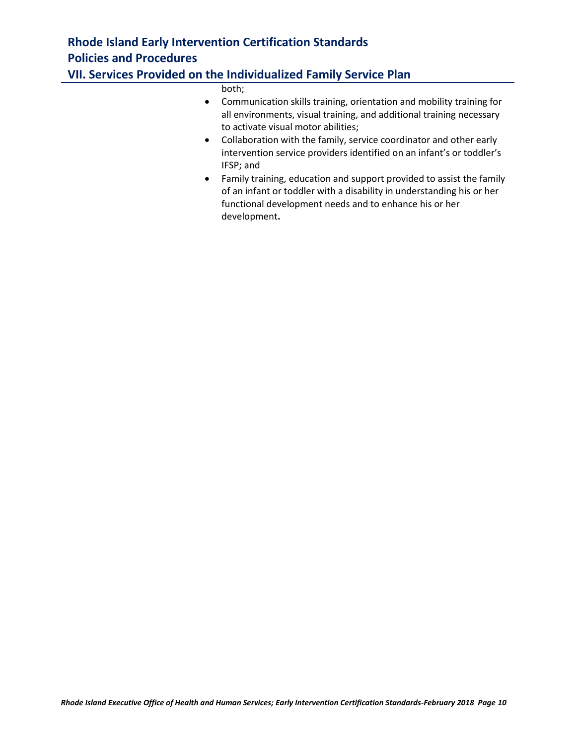both;

- Communication skills training, orientation and mobility training for all environments, visual training, and additional training necessary to activate visual motor abilities;
- Collaboration with the family, service coordinator and other early intervention service providers identified on an infant's or toddler's IFSP; and
- Family training, education and support provided to assist the family of an infant or toddler with a disability in understanding his or her functional development needs and to enhance his or her development**.**